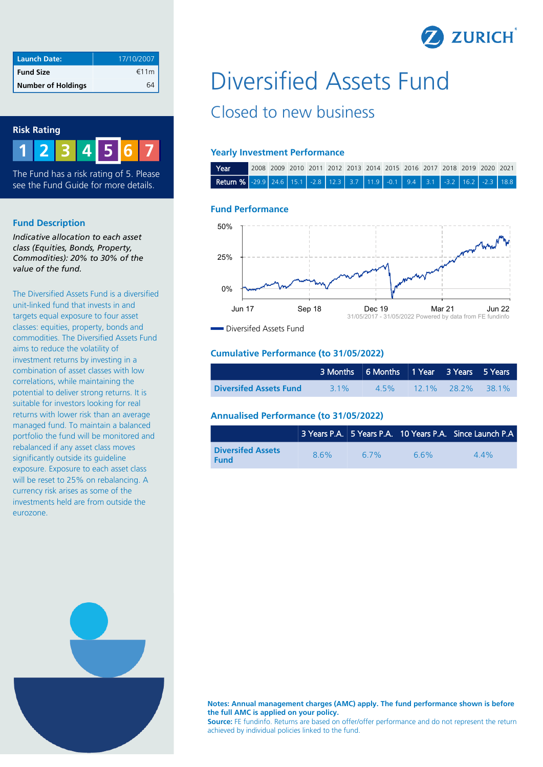| Launch Date: | 17/10/2007 |
|---|---|
| Fund Size | €11m |
| Number of Holdings | 64 |

## Risk Rating

1 2 3 4 **5** 6 7

The Fund has a risk rating of 5. Please see the Fund Guide for more details.

## Fund Description

*Indicative allocation to each asset class (Equities, Bonds, Property, Commodities): 20% to 30% of the value of the fund.*

The Diversified Assets Fund is a diversified unit-linked fund that invests in and targets equal exposure to four asset classes: equities, property, bonds and commodities. The Diversified Assets Fund aims to reduce the volatility of investment returns by investing in a combination of asset classes with low correlations, while maintaining the potential to deliver strong returns. It is suitable for investors looking for real returns with lower risk than an average managed fund. To maintain a balanced portfolio the fund will be monitored and rebalanced if any asset class moves significantly outside its guideline exposure. Exposure to each asset class will be reset to 25% on rebalancing. A currency risk arises as some of the investments held are from outside the eurozone.

# Diversified Assets Fund

## Closed to new business

### Yearly Investment Performance

| Year | 2008 | 2009 | 2010 | 2011 | 2012 | 2013 | 2014 | 2015 | 2016 | 2017 | 2018 | 2019 | 2020 | 2021 |
|---|---|---|---|---|---|---|---|---|---|---|---|---|---|---|
| Return % | -29.9 | 24.6 | 15.1 | -2.8 | 12.3 | 3.7 | 11.9 | -0.1 | 9.4 | 3.1 | -3.2 | 16.2 | -2.3 | 18.8 |

### Fund Performance

31/05/2017 - 31/05/2022 Powered by data from FE fundinfo

Diversifed Assets Fund

### Cumulative Performance (to 31/05/2022)

| | 3 Months | 6 Months | 1 Year | 3 Years | 5 Years |
|---|---|---|---|---|---|
| Diversifed Assets Fund | 3.1% | 4.5% | 12.1% | 28.2% | 38.1% |

### Annualised Performance (to 31/05/2022)

| | 3 Years P.A. | 5 Years P.A. | 10 Years P.A. | Since Launch P.A |
|---|---|---|---|---|
| Diversifed Assets Fund | 8.6% | 6.7% | 6.6% | 4.4% |

**Notes: Annual management charges (AMC) apply. The fund performance shown is before the full AMC is applied on your policy.**
**Source:** FE fundinfo. Returns are based on offer/offer performance and do not represent the return achieved by individual policies linked to the fund.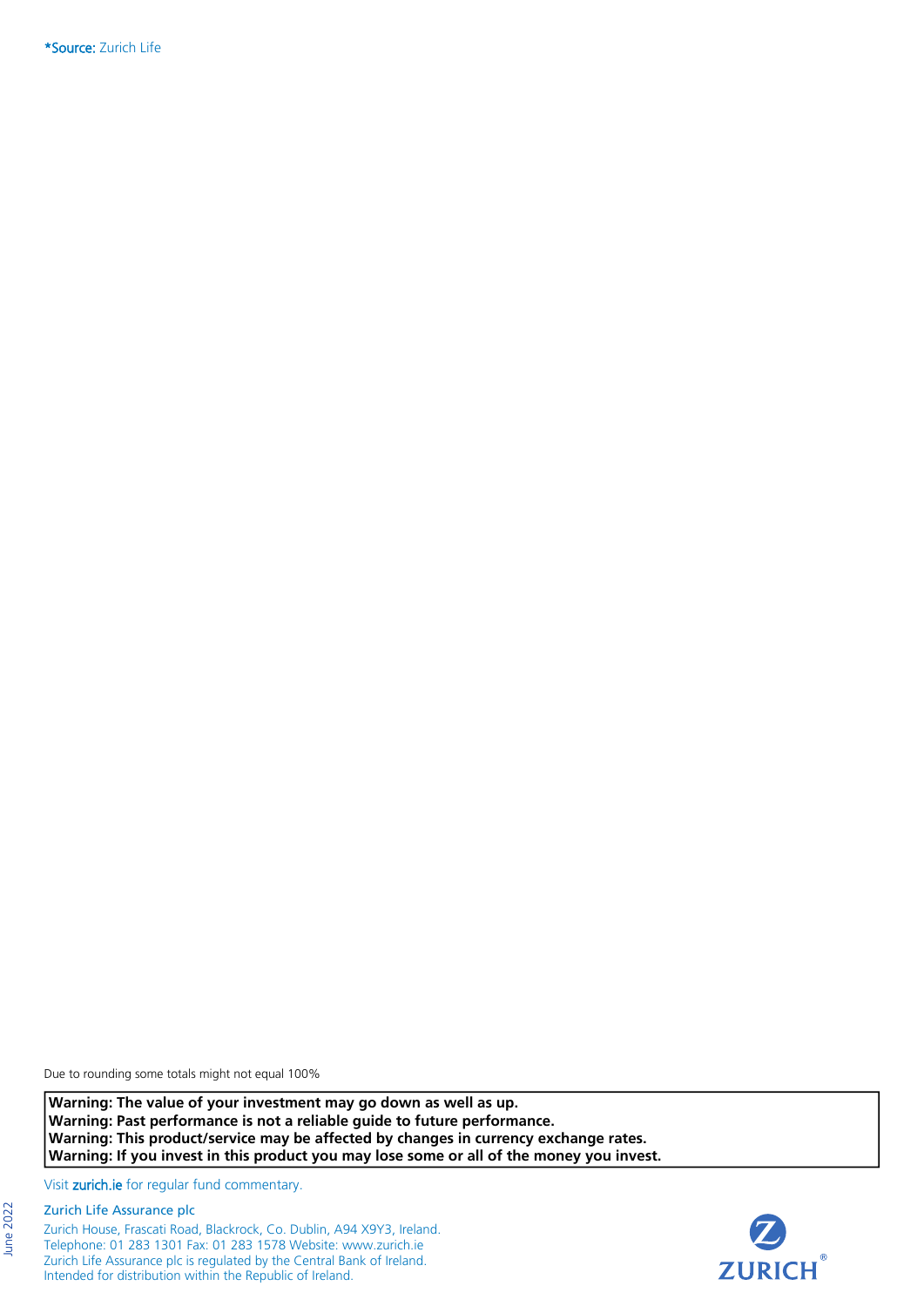*Source: Zurich Life

Due to rounding some totals might not equal 100%

**Warning: The value of your investment may go down as well as up.**
**Warning: Past performance is not a reliable guide to future performance.**
**Warning: This product/service may be affected by changes in currency exchange rates.**
**Warning: If you invest in this product you may lose some or all of the money you invest.**

Visit zurich.ie for regular fund commentary.

Zurich Life Assurance plc

Zurich House, Frascati Road, Blackrock, Co. Dublin, A94 X9Y3, Ireland.
Telephone: 01 283 1301 Fax: 01 283 1578 Website: www.zurich.ie
Zurich Life Assurance plc is regulated by the Central Bank of Ireland.
Intended for distribution within the Republic of Ireland.

June 2022